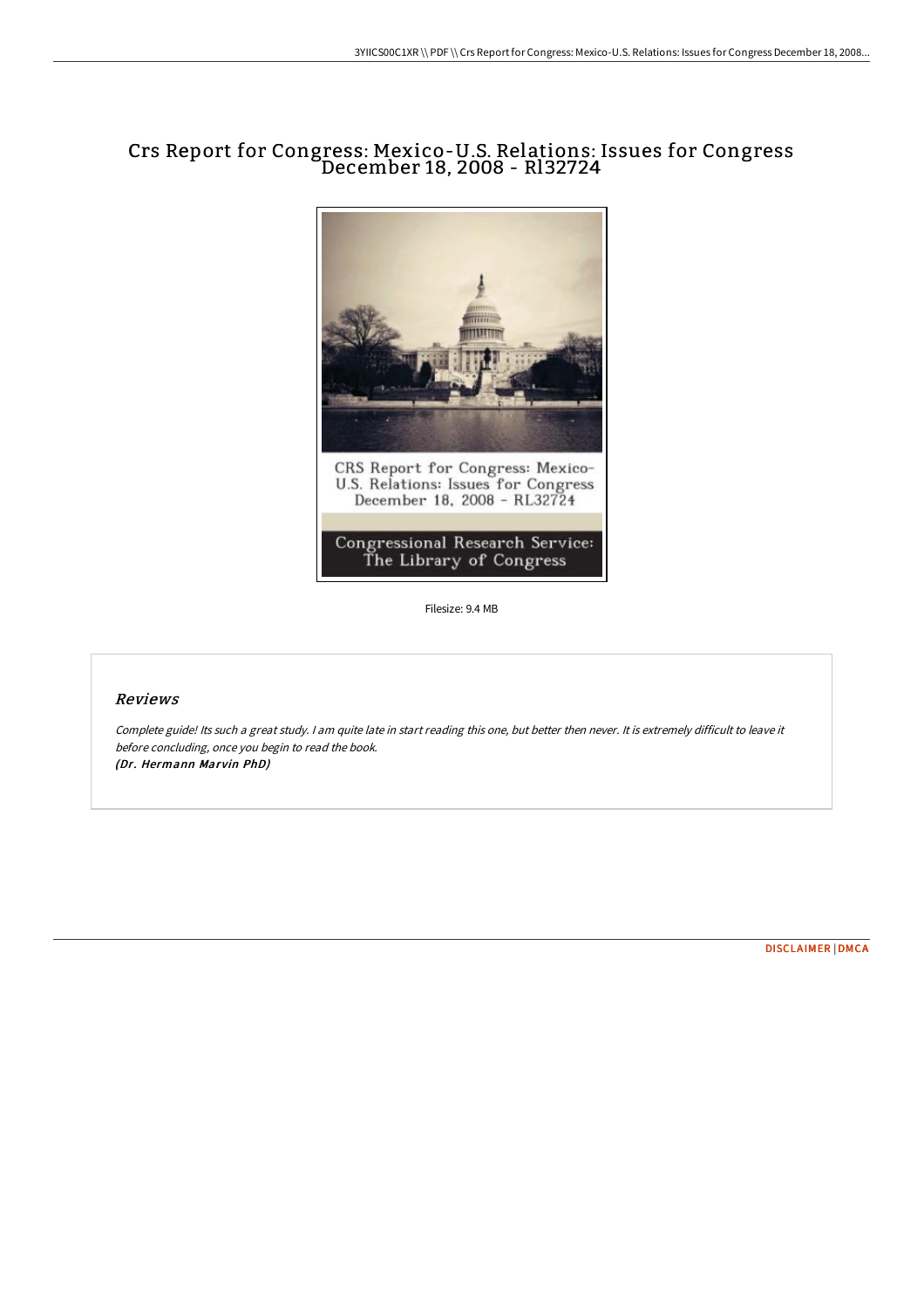# Crs Report for Congress: Mexico-U.S. Relations: Issues for Congress December 18, 2008 - Rl32724

CRS Report for Congress: Mexico-U.S. Relations: Issues for Congress December 18, 2008 - RL32724

Congressional Research Service: The Library of Congress

Filesize: 9.4 MB

## *Reviews*

*Complete guide! Its such a great study. I am quite late in start reading this one, but better then never. It is extremely difficult to leave it before concluding, once you begin to read the book.*
***(Dr. Hermann Marvin PhD)***

DISCLAIMER | DMCA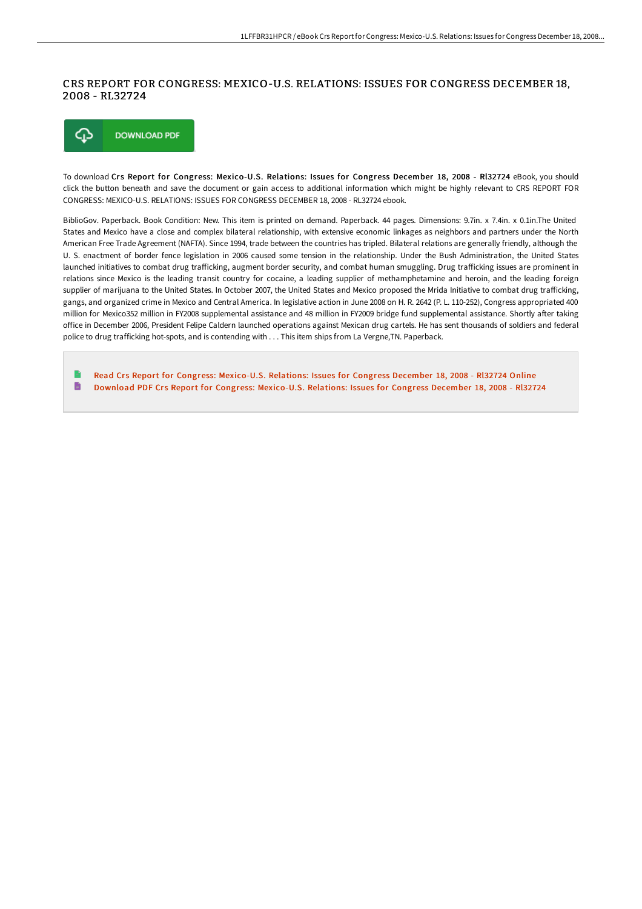# CRS REPORT FOR CONGRESS: MEXICO-U.S. RELATIONS: ISSUES FOR CONGRESS DECEMBER 18, 2008 - RL32724

DOWNLOAD PDF

To download **Crs Report for Congress: Mexico-U.S. Relations: Issues for Congress December 18, 2008 - Rl32724** eBook, you should click the button beneath and save the document or gain access to additional information which might be highly relevant to CRS REPORT FOR CONGRESS: MEXICO-U.S. RELATIONS: ISSUES FOR CONGRESS DECEMBER 18, 2008 - RL32724 ebook.

BiblioGov. Paperback. Book Condition: New. This item is printed on demand. Paperback. 44 pages. Dimensions: 9.7in. x 7.4in. x 0.1in.The United States and Mexico have a close and complex bilateral relationship, with extensive economic linkages as neighbors and partners under the North American Free Trade Agreement (NAFTA). Since 1994, trade between the countries has tripled. Bilateral relations are generally friendly, although the U. S. enactment of border fence legislation in 2006 caused some tension in the relationship. Under the Bush Administration, the United States launched initiatives to combat drug trafficking, augment border security, and combat human smuggling. Drug trafficking issues are prominent in relations since Mexico is the leading transit country for cocaine, a leading supplier of methamphetamine and heroin, and the leading foreign supplier of marijuana to the United States. In October 2007, the United States and Mexico proposed the Mrida Initiative to combat drug trafficking, gangs, and organized crime in Mexico and Central America. In legislative action in June 2008 on H. R. 2642 (P. L. 110-252), Congress appropriated 400 million for Mexico352 million in FY2008 supplemental assistance and 48 million in FY2009 bridge fund supplemental assistance. Shortly after taking office in December 2006, President Felipe Caldern launched operations against Mexican drug cartels. He has sent thousands of soldiers and federal police to drug trafficking hot-spots, and is contending with . . . This item ships from La Vergne,TN. Paperback.

- Read Crs Report for Congress: Mexico-U.S. Relations: Issues for Congress December 18, 2008 - Rl32724 Online
- Download PDF Crs Report for Congress: Mexico-U.S. Relations: Issues for Congress December 18, 2008 - Rl32724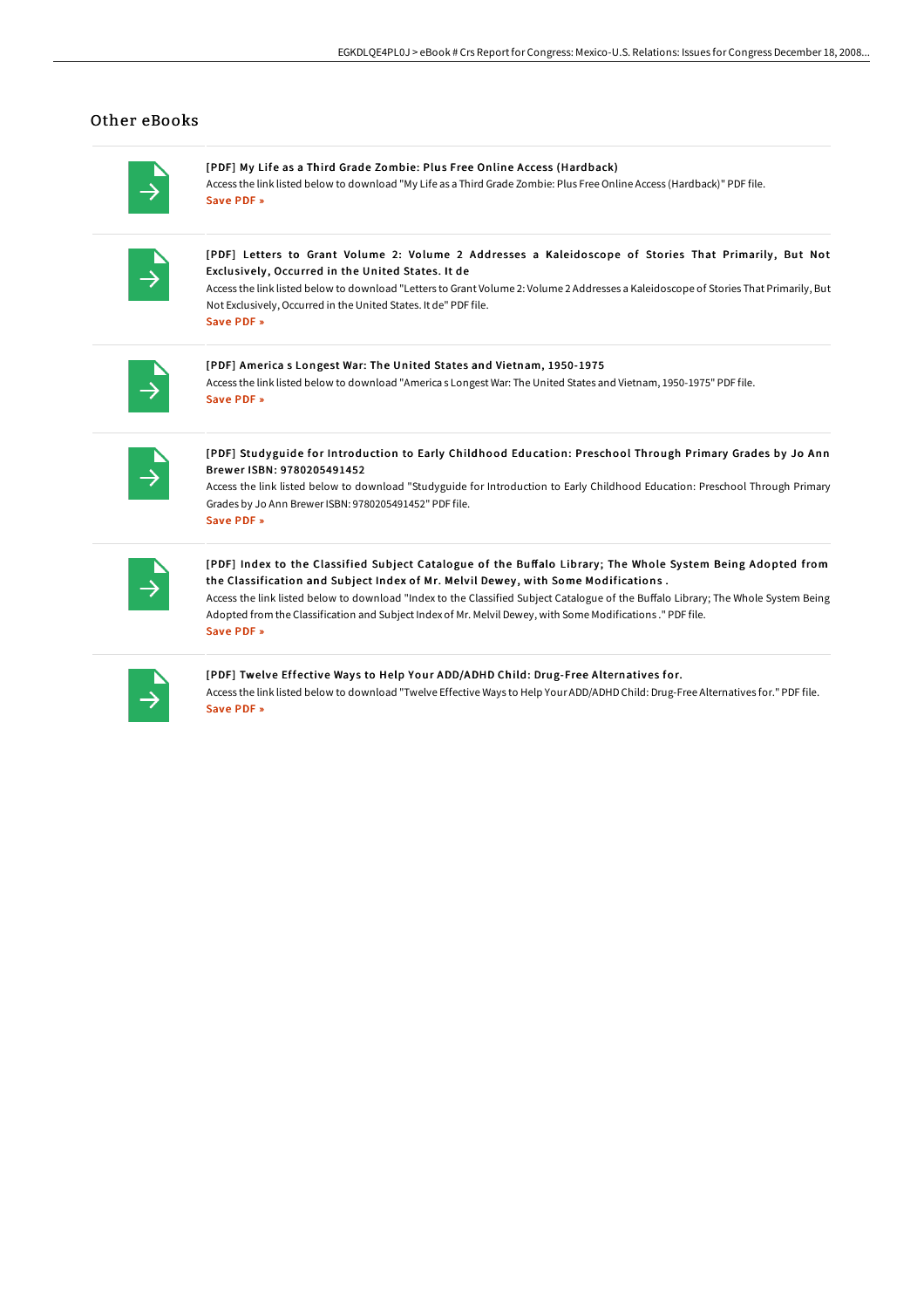## Other eBooks

**[PDF] My Life as a Third Grade Zombie: Plus Free Online Access (Hardback)**
Access the link listed below to download "My Life as a Third Grade Zombie: Plus Free Online Access (Hardback)" PDF file.
Save PDF »

**[PDF] Letters to Grant Volume 2: Volume 2 Addresses a Kaleidoscope of Stories That Primarily, But Not Exclusively, Occurred in the United States. It de**
Access the link listed below to download "Letters to Grant Volume 2: Volume 2 Addresses a Kaleidoscope of Stories That Primarily, But Not Exclusively, Occurred in the United States. It de" PDF file.
Save PDF »

**[PDF] America s Longest War: The United States and Vietnam, 1950-1975**
Access the link listed below to download "America s Longest War: The United States and Vietnam, 1950-1975" PDF file.
Save PDF »

**[PDF] Studyguide for Introduction to Early Childhood Education: Preschool Through Primary Grades by Jo Ann Brewer ISBN: 9780205491452**
Access the link listed below to download "Studyguide for Introduction to Early Childhood Education: Preschool Through Primary Grades by Jo Ann Brewer ISBN: 9780205491452" PDF file.
Save PDF »

**[PDF] Index to the Classified Subject Catalogue of the Buffalo Library; The Whole System Being Adopted from the Classification and Subject Index of Mr. Melvil Dewey, with Some Modifications .**
Access the link listed below to download "Index to the Classified Subject Catalogue of the Buffalo Library; The Whole System Being Adopted from the Classification and Subject Index of Mr. Melvil Dewey, with Some Modifications ." PDF file.
Save PDF »

**[PDF] Twelve Effective Ways to Help Your ADD/ADHD Child: Drug-Free Alternatives for.**
Access the link listed below to download "Twelve Effective Ways to Help Your ADD/ADHD Child: Drug-Free Alternatives for." PDF file.
Save PDF »